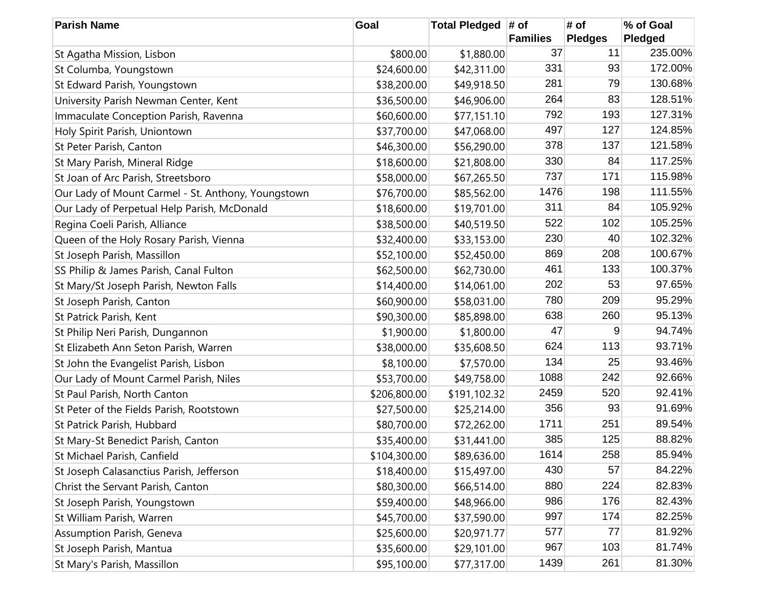| Parish Name | Goal | Total Pledged | # of Families | # of Pledges | % of Goal Pledged |
|---|---|---|---|---|---|
| St Agatha Mission, Lisbon | $800.00 | $1,880.00 | 37 | 11 | 235.00% |
| St Columba, Youngstown | $24,600.00 | $42,311.00 | 331 | 93 | 172.00% |
| St Edward Parish, Youngstown | $38,200.00 | $49,918.50 | 281 | 79 | 130.68% |
| University Parish Newman Center, Kent | $36,500.00 | $46,906.00 | 264 | 83 | 128.51% |
| Immaculate Conception Parish, Ravenna | $60,600.00 | $77,151.10 | 792 | 193 | 127.31% |
| Holy Spirit Parish, Uniontown | $37,700.00 | $47,068.00 | 497 | 127 | 124.85% |
| St Peter Parish, Canton | $46,300.00 | $56,290.00 | 378 | 137 | 121.58% |
| St Mary Parish, Mineral Ridge | $18,600.00 | $21,808.00 | 330 | 84 | 117.25% |
| St Joan of Arc Parish, Streetsboro | $58,000.00 | $67,265.50 | 737 | 171 | 115.98% |
| Our Lady of Mount Carmel - St. Anthony, Youngstown | $76,700.00 | $85,562.00 | 1476 | 198 | 111.55% |
| Our Lady of Perpetual Help Parish, McDonald | $18,600.00 | $19,701.00 | 311 | 84 | 105.92% |
| Regina Coeli Parish, Alliance | $38,500.00 | $40,519.50 | 522 | 102 | 105.25% |
| Queen of the Holy Rosary Parish, Vienna | $32,400.00 | $33,153.00 | 230 | 40 | 102.32% |
| St Joseph Parish, Massillon | $52,100.00 | $52,450.00 | 869 | 208 | 100.67% |
| SS Philip & James Parish, Canal Fulton | $62,500.00 | $62,730.00 | 461 | 133 | 100.37% |
| St Mary/St Joseph Parish, Newton Falls | $14,400.00 | $14,061.00 | 202 | 53 | 97.65% |
| St Joseph Parish, Canton | $60,900.00 | $58,031.00 | 780 | 209 | 95.29% |
| St Patrick Parish, Kent | $90,300.00 | $85,898.00 | 638 | 260 | 95.13% |
| St Philip Neri Parish, Dungannon | $1,900.00 | $1,800.00 | 47 | 9 | 94.74% |
| St Elizabeth Ann Seton Parish, Warren | $38,000.00 | $35,608.50 | 624 | 113 | 93.71% |
| St John the Evangelist Parish, Lisbon | $8,100.00 | $7,570.00 | 134 | 25 | 93.46% |
| Our Lady of Mount Carmel Parish, Niles | $53,700.00 | $49,758.00 | 1088 | 242 | 92.66% |
| St Paul Parish, North Canton | $206,800.00 | $191,102.32 | 2459 | 520 | 92.41% |
| St Peter of the Fields Parish, Rootstown | $27,500.00 | $25,214.00 | 356 | 93 | 91.69% |
| St Patrick Parish, Hubbard | $80,700.00 | $72,262.00 | 1711 | 251 | 89.54% |
| St Mary-St Benedict Parish, Canton | $35,400.00 | $31,441.00 | 385 | 125 | 88.82% |
| St Michael Parish, Canfield | $104,300.00 | $89,636.00 | 1614 | 258 | 85.94% |
| St Joseph Calasanctius Parish, Jefferson | $18,400.00 | $15,497.00 | 430 | 57 | 84.22% |
| Christ the Servant Parish, Canton | $80,300.00 | $66,514.00 | 880 | 224 | 82.83% |
| St Joseph Parish, Youngstown | $59,400.00 | $48,966.00 | 986 | 176 | 82.43% |
| St William Parish, Warren | $45,700.00 | $37,590.00 | 997 | 174 | 82.25% |
| Assumption Parish, Geneva | $25,600.00 | $20,971.77 | 577 | 77 | 81.92% |
| St Joseph Parish, Mantua | $35,600.00 | $29,101.00 | 967 | 103 | 81.74% |
| St Mary's Parish, Massillon | $95,100.00 | $77,317.00 | 1439 | 261 | 81.30% |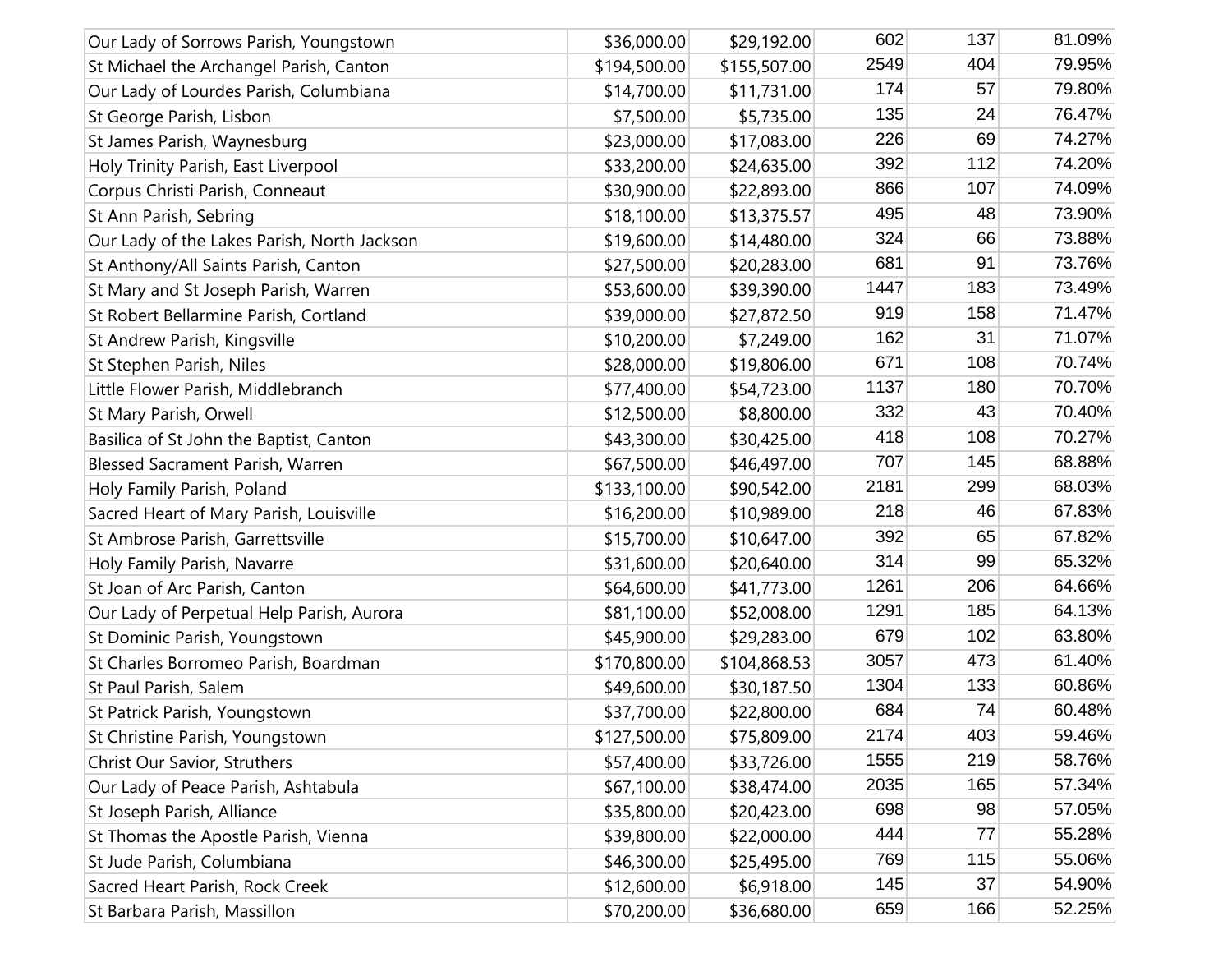| | | | | | |
|---|---|---|---|---|---|
| Our Lady of Sorrows Parish, Youngstown | $36,000.00 | $29,192.00 | 602 | 137 | 81.09% |
| St Michael the Archangel Parish, Canton | $194,500.00 | $155,507.00 | 2549 | 404 | 79.95% |
| Our Lady of Lourdes Parish, Columbiana | $14,700.00 | $11,731.00 | 174 | 57 | 79.80% |
| St George Parish, Lisbon | $7,500.00 | $5,735.00 | 135 | 24 | 76.47% |
| St James Parish, Waynesburg | $23,000.00 | $17,083.00 | 226 | 69 | 74.27% |
| Holy Trinity Parish, East Liverpool | $33,200.00 | $24,635.00 | 392 | 112 | 74.20% |
| Corpus Christi Parish, Conneaut | $30,900.00 | $22,893.00 | 866 | 107 | 74.09% |
| St Ann Parish, Sebring | $18,100.00 | $13,375.57 | 495 | 48 | 73.90% |
| Our Lady of the Lakes Parish, North Jackson | $19,600.00 | $14,480.00 | 324 | 66 | 73.88% |
| St Anthony/All Saints Parish, Canton | $27,500.00 | $20,283.00 | 681 | 91 | 73.76% |
| St Mary and St Joseph Parish, Warren | $53,600.00 | $39,390.00 | 1447 | 183 | 73.49% |
| St Robert Bellarmine Parish, Cortland | $39,000.00 | $27,872.50 | 919 | 158 | 71.47% |
| St Andrew Parish, Kingsville | $10,200.00 | $7,249.00 | 162 | 31 | 71.07% |
| St Stephen Parish, Niles | $28,000.00 | $19,806.00 | 671 | 108 | 70.74% |
| Little Flower Parish, Middlebranch | $77,400.00 | $54,723.00 | 1137 | 180 | 70.70% |
| St Mary Parish, Orwell | $12,500.00 | $8,800.00 | 332 | 43 | 70.40% |
| Basilica of St John the Baptist, Canton | $43,300.00 | $30,425.00 | 418 | 108 | 70.27% |
| Blessed Sacrament Parish, Warren | $67,500.00 | $46,497.00 | 707 | 145 | 68.88% |
| Holy Family Parish, Poland | $133,100.00 | $90,542.00 | 2181 | 299 | 68.03% |
| Sacred Heart of Mary Parish, Louisville | $16,200.00 | $10,989.00 | 218 | 46 | 67.83% |
| St Ambrose Parish, Garrettsville | $15,700.00 | $10,647.00 | 392 | 65 | 67.82% |
| Holy Family Parish, Navarre | $31,600.00 | $20,640.00 | 314 | 99 | 65.32% |
| St Joan of Arc Parish, Canton | $64,600.00 | $41,773.00 | 1261 | 206 | 64.66% |
| Our Lady of Perpetual Help Parish, Aurora | $81,100.00 | $52,008.00 | 1291 | 185 | 64.13% |
| St Dominic Parish, Youngstown | $45,900.00 | $29,283.00 | 679 | 102 | 63.80% |
| St Charles Borromeo Parish, Boardman | $170,800.00 | $104,868.53 | 3057 | 473 | 61.40% |
| St Paul Parish, Salem | $49,600.00 | $30,187.50 | 1304 | 133 | 60.86% |
| St Patrick Parish, Youngstown | $37,700.00 | $22,800.00 | 684 | 74 | 60.48% |
| St Christine Parish, Youngstown | $127,500.00 | $75,809.00 | 2174 | 403 | 59.46% |
| Christ Our Savior, Struthers | $57,400.00 | $33,726.00 | 1555 | 219 | 58.76% |
| Our Lady of Peace Parish, Ashtabula | $67,100.00 | $38,474.00 | 2035 | 165 | 57.34% |
| St Joseph Parish, Alliance | $35,800.00 | $20,423.00 | 698 | 98 | 57.05% |
| St Thomas the Apostle Parish, Vienna | $39,800.00 | $22,000.00 | 444 | 77 | 55.28% |
| St Jude Parish, Columbiana | $46,300.00 | $25,495.00 | 769 | 115 | 55.06% |
| Sacred Heart Parish, Rock Creek | $12,600.00 | $6,918.00 | 145 | 37 | 54.90% |
| St Barbara Parish, Massillon | $70,200.00 | $36,680.00 | 659 | 166 | 52.25% |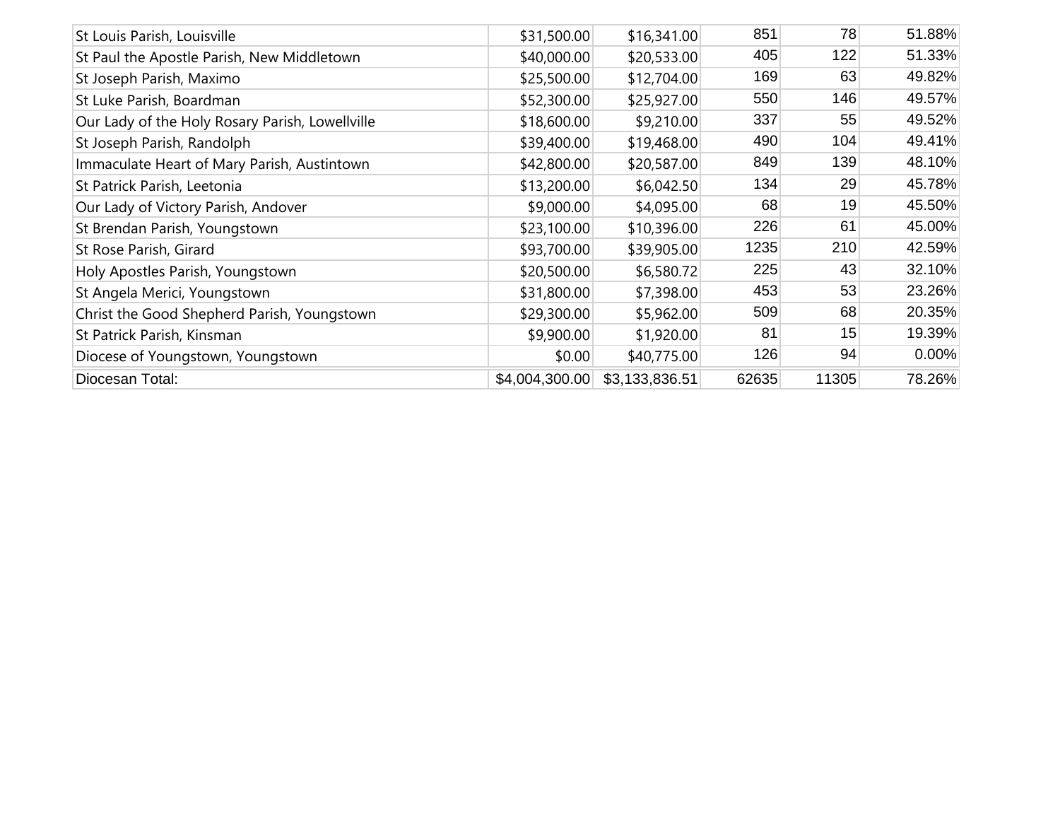| | | | | | |
|---|---|---|---|---|---|
| St Louis Parish, Louisville | $31,500.00 | $16,341.00 | 851 | 78 | 51.88% |
| St Paul the Apostle Parish, New Middletown | $40,000.00 | $20,533.00 | 405 | 122 | 51.33% |
| St Joseph Parish, Maximo | $25,500.00 | $12,704.00 | 169 | 63 | 49.82% |
| St Luke Parish, Boardman | $52,300.00 | $25,927.00 | 550 | 146 | 49.57% |
| Our Lady of the Holy Rosary Parish, Lowellville | $18,600.00 | $9,210.00 | 337 | 55 | 49.52% |
| St Joseph Parish, Randolph | $39,400.00 | $19,468.00 | 490 | 104 | 49.41% |
| Immaculate Heart of Mary Parish, Austintown | $42,800.00 | $20,587.00 | 849 | 139 | 48.10% |
| St Patrick Parish, Leetonia | $13,200.00 | $6,042.50 | 134 | 29 | 45.78% |
| Our Lady of Victory Parish, Andover | $9,000.00 | $4,095.00 | 68 | 19 | 45.50% |
| St Brendan Parish, Youngstown | $23,100.00 | $10,396.00 | 226 | 61 | 45.00% |
| St Rose Parish, Girard | $93,700.00 | $39,905.00 | 1235 | 210 | 42.59% |
| Holy Apostles Parish, Youngstown | $20,500.00 | $6,580.72 | 225 | 43 | 32.10% |
| St Angela Merici, Youngstown | $31,800.00 | $7,398.00 | 453 | 53 | 23.26% |
| Christ the Good Shepherd Parish, Youngstown | $29,300.00 | $5,962.00 | 509 | 68 | 20.35% |
| St Patrick Parish, Kinsman | $9,900.00 | $1,920.00 | 81 | 15 | 19.39% |
| Diocese of Youngstown, Youngstown | $0.00 | $40,775.00 | 126 | 94 | 0.00% |
| Diocesan Total: | $4,004,300.00 | $3,133,836.51 | 62635 | 11305 | 78.26% |